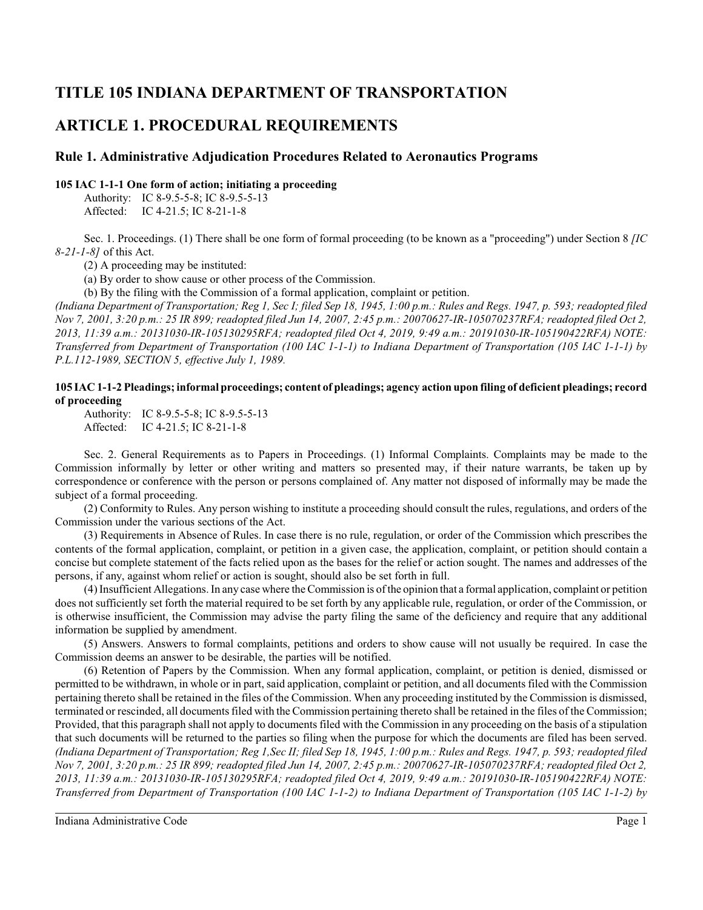# TITLE 105 INDIANA DEPARTMENT OF TRANSPORTATION

# ARTICLE 1. PROCEDURAL REQUIREMENTS

## Rule 1. Administrative Adjudication Procedures Related to Aeronautics Programs

**105 IAC 1-1-1 One form of action; initiating a proceeding**

Authority: IC 8-9.5-5-8; IC 8-9.5-5-13
Affected: IC 4-21.5; IC 8-21-1-8

Sec. 1. Proceedings. (1) There shall be one form of formal proceeding (to be known as a "proceeding") under Section 8 *[IC 8-21-1-8]* of this Act.

(2) A proceeding may be instituted:

(a) By order to show cause or other process of the Commission.

(b) By the filing with the Commission of a formal application, complaint or petition.

*(Indiana Department of Transportation; Reg 1, Sec I; filed Sep 18, 1945, 1:00 p.m.: Rules and Regs. 1947, p. 593; readopted filed Nov 7, 2001, 3:20 p.m.: 25 IR 899; readopted filed Jun 14, 2007, 2:45 p.m.: 20070627-IR-105070237RFA; readopted filed Oct 2, 2013, 11:39 a.m.: 20131030-IR-105130295RFA; readopted filed Oct 4, 2019, 9:49 a.m.: 20191030-IR-105190422RFA) NOTE: Transferred from Department of Transportation (100 IAC 1-1-1) to Indiana Department of Transportation (105 IAC 1-1-1) by P.L.112-1989, SECTION 5, effective July 1, 1989.*

**105 IAC 1-1-2 Pleadings; informal proceedings; content of pleadings; agency action upon filing of deficient pleadings; record of proceeding**

Authority: IC 8-9.5-5-8; IC 8-9.5-5-13
Affected: IC 4-21.5; IC 8-21-1-8

Sec. 2. General Requirements as to Papers in Proceedings. (1) Informal Complaints. Complaints may be made to the Commission informally by letter or other writing and matters so presented may, if their nature warrants, be taken up by correspondence or conference with the person or persons complained of. Any matter not disposed of informally may be made the subject of a formal proceeding.

(2) Conformity to Rules. Any person wishing to institute a proceeding should consult the rules, regulations, and orders of the Commission under the various sections of the Act.

(3) Requirements in Absence of Rules. In case there is no rule, regulation, or order of the Commission which prescribes the contents of the formal application, complaint, or petition in a given case, the application, complaint, or petition should contain a concise but complete statement of the facts relied upon as the bases for the relief or action sought. The names and addresses of the persons, if any, against whom relief or action is sought, should also be set forth in full.

(4) Insufficient Allegations. In any case where the Commission is of the opinion that a formal application, complaint or petition does not sufficiently set forth the material required to be set forth by any applicable rule, regulation, or order of the Commission, or is otherwise insufficient, the Commission may advise the party filing the same of the deficiency and require that any additional information be supplied by amendment.

(5) Answers. Answers to formal complaints, petitions and orders to show cause will not usually be required. In case the Commission deems an answer to be desirable, the parties will be notified.

(6) Retention of Papers by the Commission. When any formal application, complaint, or petition is denied, dismissed or permitted to be withdrawn, in whole or in part, said application, complaint or petition, and all documents filed with the Commission pertaining thereto shall be retained in the files of the Commission. When any proceeding instituted by the Commission is dismissed, terminated or rescinded, all documents filed with the Commission pertaining thereto shall be retained in the files of the Commission; Provided, that this paragraph shall not apply to documents filed with the Commission in any proceeding on the basis of a stipulation that such documents will be returned to the parties so filing when the purpose for which the documents are filed has been served. *(Indiana Department of Transportation; Reg 1,Sec II; filed Sep 18, 1945, 1:00 p.m.: Rules and Regs. 1947, p. 593; readopted filed Nov 7, 2001, 3:20 p.m.: 25 IR 899; readopted filed Jun 14, 2007, 2:45 p.m.: 20070627-IR-105070237RFA; readopted filed Oct 2, 2013, 11:39 a.m.: 20131030-IR-105130295RFA; readopted filed Oct 4, 2019, 9:49 a.m.: 20191030-IR-105190422RFA) NOTE: Transferred from Department of Transportation (100 IAC 1-1-2) to Indiana Department of Transportation (105 IAC 1-1-2) by*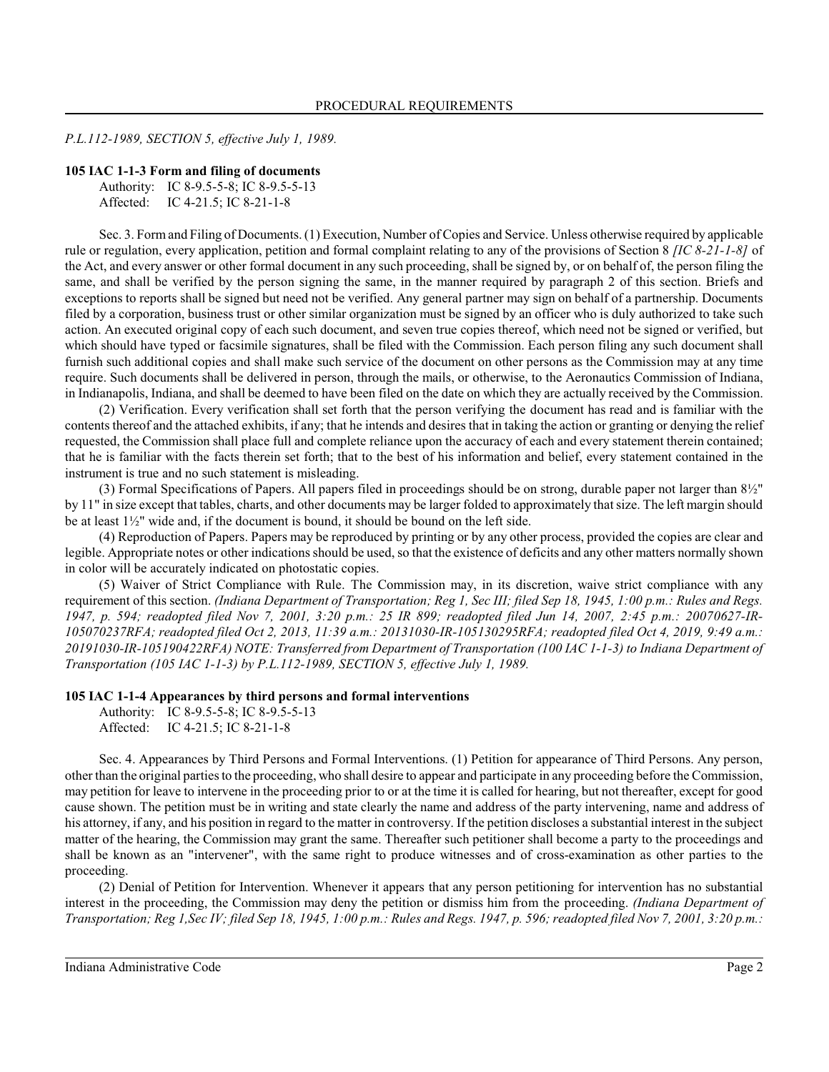*P.L.112-1989, SECTION 5, effective July 1, 1989.*

**105 IAC 1-1-3 Form and filing of documents**

Authority: IC 8-9.5-5-8; IC 8-9.5-5-13
Affected: IC 4-21.5; IC 8-21-1-8

Sec. 3. Form and Filing of Documents. (1) Execution, Number of Copies and Service. Unless otherwise required by applicable rule or regulation, every application, petition and formal complaint relating to any of the provisions of Section 8 *[IC 8-21-1-8]* of the Act, and every answer or other formal document in any such proceeding, shall be signed by, or on behalf of, the person filing the same, and shall be verified by the person signing the same, in the manner required by paragraph 2 of this section. Briefs and exceptions to reports shall be signed but need not be verified. Any general partner may sign on behalf of a partnership. Documents filed by a corporation, business trust or other similar organization must be signed by an officer who is duly authorized to take such action. An executed original copy of each such document, and seven true copies thereof, which need not be signed or verified, but which should have typed or facsimile signatures, shall be filed with the Commission. Each person filing any such document shall furnish such additional copies and shall make such service of the document on other persons as the Commission may at any time require. Such documents shall be delivered in person, through the mails, or otherwise, to the Aeronautics Commission of Indiana, in Indianapolis, Indiana, and shall be deemed to have been filed on the date on which they are actually received by the Commission.

(2) Verification. Every verification shall set forth that the person verifying the document has read and is familiar with the contents thereof and the attached exhibits, if any; that he intends and desires that in taking the action or granting or denying the relief requested, the Commission shall place full and complete reliance upon the accuracy of each and every statement therein contained; that he is familiar with the facts therein set forth; that to the best of his information and belief, every statement contained in the instrument is true and no such statement is misleading.

(3) Formal Specifications of Papers. All papers filed in proceedings should be on strong, durable paper not larger than 8½" by 11" in size except that tables, charts, and other documents may be larger folded to approximately that size. The left margin should be at least 1½" wide and, if the document is bound, it should be bound on the left side.

(4) Reproduction of Papers. Papers may be reproduced by printing or by any other process, provided the copies are clear and legible. Appropriate notes or other indications should be used, so that the existence of deficits and any other matters normally shown in color will be accurately indicated on photostatic copies.

(5) Waiver of Strict Compliance with Rule. The Commission may, in its discretion, waive strict compliance with any requirement of this section. *(Indiana Department of Transportation; Reg 1, Sec III; filed Sep 18, 1945, 1:00 p.m.: Rules and Regs. 1947, p. 594; readopted filed Nov 7, 2001, 3:20 p.m.: 25 IR 899; readopted filed Jun 14, 2007, 2:45 p.m.: 20070627-IR-105070237RFA; readopted filed Oct 2, 2013, 11:39 a.m.: 20131030-IR-105130295RFA; readopted filed Oct 4, 2019, 9:49 a.m.: 20191030-IR-105190422RFA) NOTE: Transferred from Department of Transportation (100 IAC 1-1-3) to Indiana Department of Transportation (105 IAC 1-1-3) by P.L.112-1989, SECTION 5, effective July 1, 1989.*

**105 IAC 1-1-4 Appearances by third persons and formal interventions**

Authority: IC 8-9.5-5-8; IC 8-9.5-5-13
Affected: IC 4-21.5; IC 8-21-1-8

Sec. 4. Appearances by Third Persons and Formal Interventions. (1) Petition for appearance of Third Persons. Any person, other than the original parties to the proceeding, who shall desire to appear and participate in any proceeding before the Commission, may petition for leave to intervene in the proceeding prior to or at the time it is called for hearing, but not thereafter, except for good cause shown. The petition must be in writing and state clearly the name and address of the party intervening, name and address of his attorney, if any, and his position in regard to the matter in controversy. If the petition discloses a substantial interest in the subject matter of the hearing, the Commission may grant the same. Thereafter such petitioner shall become a party to the proceedings and shall be known as an "intervener", with the same right to produce witnesses and of cross-examination as other parties to the proceeding.

(2) Denial of Petition for Intervention. Whenever it appears that any person petitioning for intervention has no substantial interest in the proceeding, the Commission may deny the petition or dismiss him from the proceeding. *(Indiana Department of Transportation; Reg 1,Sec IV; filed Sep 18, 1945, 1:00 p.m.: Rules and Regs. 1947, p. 596; readopted filed Nov 7, 2001, 3:20 p.m.:*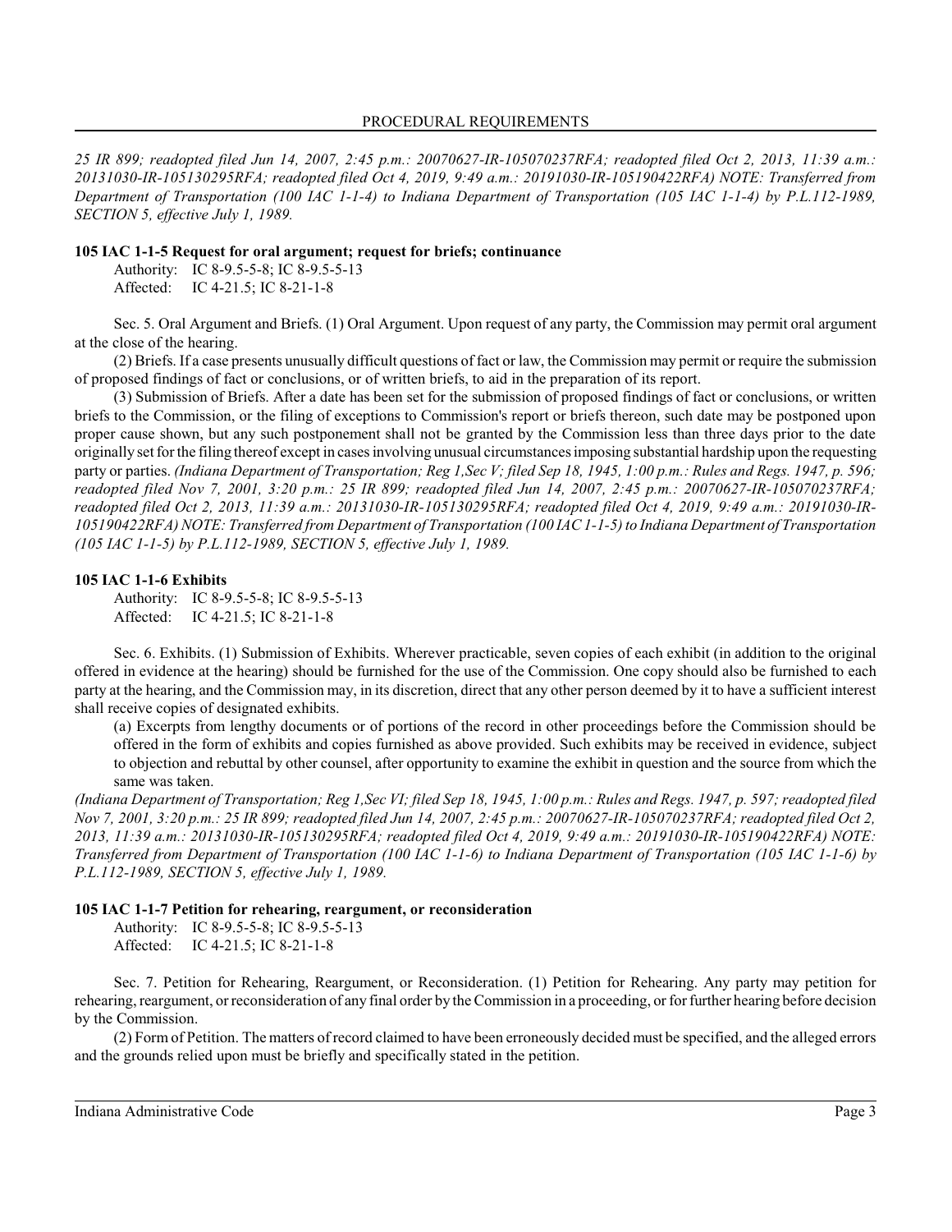*25 IR 899; readopted filed Jun 14, 2007, 2:45 p.m.: 20070627-IR-105070237RFA; readopted filed Oct 2, 2013, 11:39 a.m.: 20131030-IR-105130295RFA; readopted filed Oct 4, 2019, 9:49 a.m.: 20191030-IR-105190422RFA) NOTE: Transferred from Department of Transportation (100 IAC 1-1-4) to Indiana Department of Transportation (105 IAC 1-1-4) by P.L.112-1989, SECTION 5, effective July 1, 1989.*

**105 IAC 1-1-5 Request for oral argument; request for briefs; continuance**

Authority: IC 8-9.5-5-8; IC 8-9.5-5-13
Affected: IC 4-21.5; IC 8-21-1-8

Sec. 5. Oral Argument and Briefs. (1) Oral Argument. Upon request of any party, the Commission may permit oral argument at the close of the hearing.

(2) Briefs. If a case presents unusually difficult questions of fact or law, the Commission may permit or require the submission of proposed findings of fact or conclusions, or of written briefs, to aid in the preparation of its report.

(3) Submission of Briefs. After a date has been set for the submission of proposed findings of fact or conclusions, or written briefs to the Commission, or the filing of exceptions to Commission's report or briefs thereon, such date may be postponed upon proper cause shown, but any such postponement shall not be granted by the Commission less than three days prior to the date originally set for the filing thereof except in cases involving unusual circumstances imposing substantial hardship upon the requesting party or parties. *(Indiana Department of Transportation; Reg 1,Sec V; filed Sep 18, 1945, 1:00 p.m.: Rules and Regs. 1947, p. 596; readopted filed Nov 7, 2001, 3:20 p.m.: 25 IR 899; readopted filed Jun 14, 2007, 2:45 p.m.: 20070627-IR-105070237RFA; readopted filed Oct 2, 2013, 11:39 a.m.: 20131030-IR-105130295RFA; readopted filed Oct 4, 2019, 9:49 a.m.: 20191030-IR-105190422RFA) NOTE: Transferred from Department of Transportation (100 IAC 1-1-5) to Indiana Department of Transportation (105 IAC 1-1-5) by P.L.112-1989, SECTION 5, effective July 1, 1989.*

**105 IAC 1-1-6 Exhibits**

Authority: IC 8-9.5-5-8; IC 8-9.5-5-13
Affected: IC 4-21.5; IC 8-21-1-8

Sec. 6. Exhibits. (1) Submission of Exhibits. Wherever practicable, seven copies of each exhibit (in addition to the original offered in evidence at the hearing) should be furnished for the use of the Commission. One copy should also be furnished to each party at the hearing, and the Commission may, in its discretion, direct that any other person deemed by it to have a sufficient interest shall receive copies of designated exhibits.

(a) Excerpts from lengthy documents or of portions of the record in other proceedings before the Commission should be offered in the form of exhibits and copies furnished as above provided. Such exhibits may be received in evidence, subject to objection and rebuttal by other counsel, after opportunity to examine the exhibit in question and the source from which the same was taken.

*(Indiana Department of Transportation; Reg 1,Sec VI; filed Sep 18, 1945, 1:00 p.m.: Rules and Regs. 1947, p. 597; readopted filed Nov 7, 2001, 3:20 p.m.: 25 IR 899; readopted filed Jun 14, 2007, 2:45 p.m.: 20070627-IR-105070237RFA; readopted filed Oct 2, 2013, 11:39 a.m.: 20131030-IR-105130295RFA; readopted filed Oct 4, 2019, 9:49 a.m.: 20191030-IR-105190422RFA) NOTE: Transferred from Department of Transportation (100 IAC 1-1-6) to Indiana Department of Transportation (105 IAC 1-1-6) by P.L.112-1989, SECTION 5, effective July 1, 1989.*

**105 IAC 1-1-7 Petition for rehearing, reargument, or reconsideration**

Authority: IC 8-9.5-5-8; IC 8-9.5-5-13
Affected: IC 4-21.5; IC 8-21-1-8

Sec. 7. Petition for Rehearing, Reargument, or Reconsideration. (1) Petition for Rehearing. Any party may petition for rehearing, reargument, or reconsideration of any final order by the Commission in a proceeding, or for further hearing before decision by the Commission.

(2) Form of Petition. The matters of record claimed to have been erroneously decided must be specified, and the alleged errors and the grounds relied upon must be briefly and specifically stated in the petition.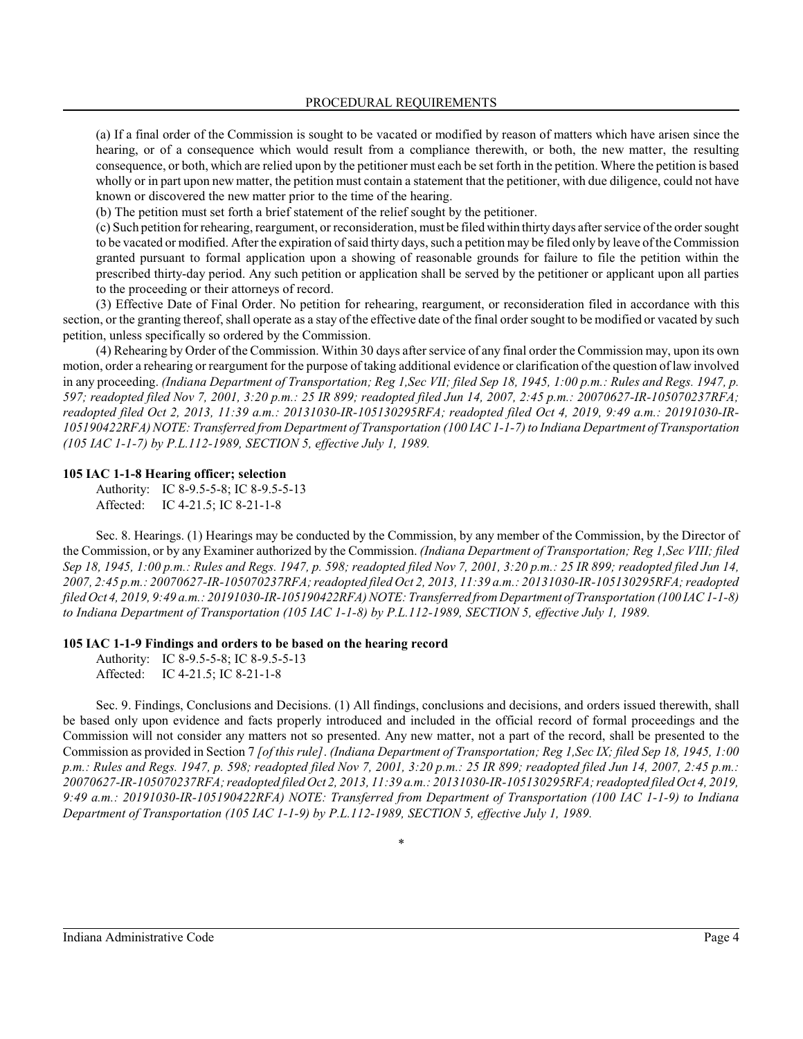(a) If a final order of the Commission is sought to be vacated or modified by reason of matters which have arisen since the hearing, or of a consequence which would result from a compliance therewith, or both, the new matter, the resulting consequence, or both, which are relied upon by the petitioner must each be set forth in the petition. Where the petition is based wholly or in part upon new matter, the petition must contain a statement that the petitioner, with due diligence, could not have known or discovered the new matter prior to the time of the hearing.

(b) The petition must set forth a brief statement of the relief sought by the petitioner.

(c) Such petition for rehearing, reargument, or reconsideration, must be filed within thirty days after service of the order sought to be vacated or modified. After the expiration of said thirty days, such a petition may be filed only by leave of the Commission granted pursuant to formal application upon a showing of reasonable grounds for failure to file the petition within the prescribed thirty-day period. Any such petition or application shall be served by the petitioner or applicant upon all parties to the proceeding or their attorneys of record.

(3) Effective Date of Final Order. No petition for rehearing, reargument, or reconsideration filed in accordance with this section, or the granting thereof, shall operate as a stay of the effective date of the final order sought to be modified or vacated by such petition, unless specifically so ordered by the Commission.

(4) Rehearing by Order of the Commission. Within 30 days after service of any final order the Commission may, upon its own motion, order a rehearing or reargument for the purpose of taking additional evidence or clarification of the question of law involved in any proceeding. *(Indiana Department of Transportation; Reg 1,Sec VII; filed Sep 18, 1945, 1:00 p.m.: Rules and Regs. 1947, p. 597; readopted filed Nov 7, 2001, 3:20 p.m.: 25 IR 899; readopted filed Jun 14, 2007, 2:45 p.m.: 20070627-IR-105070237RFA; readopted filed Oct 2, 2013, 11:39 a.m.: 20131030-IR-105130295RFA; readopted filed Oct 4, 2019, 9:49 a.m.: 20191030-IR-105190422RFA) NOTE: Transferred from Department of Transportation (100 IAC 1-1-7) to Indiana Department of Transportation (105 IAC 1-1-7) by P.L.112-1989, SECTION 5, effective July 1, 1989.*

**105 IAC 1-1-8 Hearing officer; selection**

Authority: IC 8-9.5-5-8; IC 8-9.5-5-13
Affected: IC 4-21.5; IC 8-21-1-8

Sec. 8. Hearings. (1) Hearings may be conducted by the Commission, by any member of the Commission, by the Director of the Commission, or by any Examiner authorized by the Commission. *(Indiana Department of Transportation; Reg 1,Sec VIII; filed Sep 18, 1945, 1:00 p.m.: Rules and Regs. 1947, p. 598; readopted filed Nov 7, 2001, 3:20 p.m.: 25 IR 899; readopted filed Jun 14, 2007, 2:45 p.m.: 20070627-IR-105070237RFA; readopted filed Oct 2, 2013, 11:39 a.m.: 20131030-IR-105130295RFA; readopted filed Oct 4, 2019, 9:49 a.m.: 20191030-IR-105190422RFA) NOTE: Transferred from Department of Transportation (100 IAC 1-1-8) to Indiana Department of Transportation (105 IAC 1-1-8) by P.L.112-1989, SECTION 5, effective July 1, 1989.*

**105 IAC 1-1-9 Findings and orders to be based on the hearing record**

Authority: IC 8-9.5-5-8; IC 8-9.5-5-13
Affected: IC 4-21.5; IC 8-21-1-8

Sec. 9. Findings, Conclusions and Decisions. (1) All findings, conclusions and decisions, and orders issued therewith, shall be based only upon evidence and facts properly introduced and included in the official record of formal proceedings and the Commission will not consider any matters not so presented. Any new matter, not a part of the record, shall be presented to the Commission as provided in Section 7 *[of this rule]*. *(Indiana Department of Transportation; Reg 1,Sec IX; filed Sep 18, 1945, 1:00 p.m.: Rules and Regs. 1947, p. 598; readopted filed Nov 7, 2001, 3:20 p.m.: 25 IR 899; readopted filed Jun 14, 2007, 2:45 p.m.: 20070627-IR-105070237RFA; readopted filed Oct 2, 2013, 11:39 a.m.: 20131030-IR-105130295RFA; readopted filed Oct 4, 2019, 9:49 a.m.: 20191030-IR-105190422RFA) NOTE: Transferred from Department of Transportation (100 IAC 1-1-9) to Indiana Department of Transportation (105 IAC 1-1-9) by P.L.112-1989, SECTION 5, effective July 1, 1989.*

*